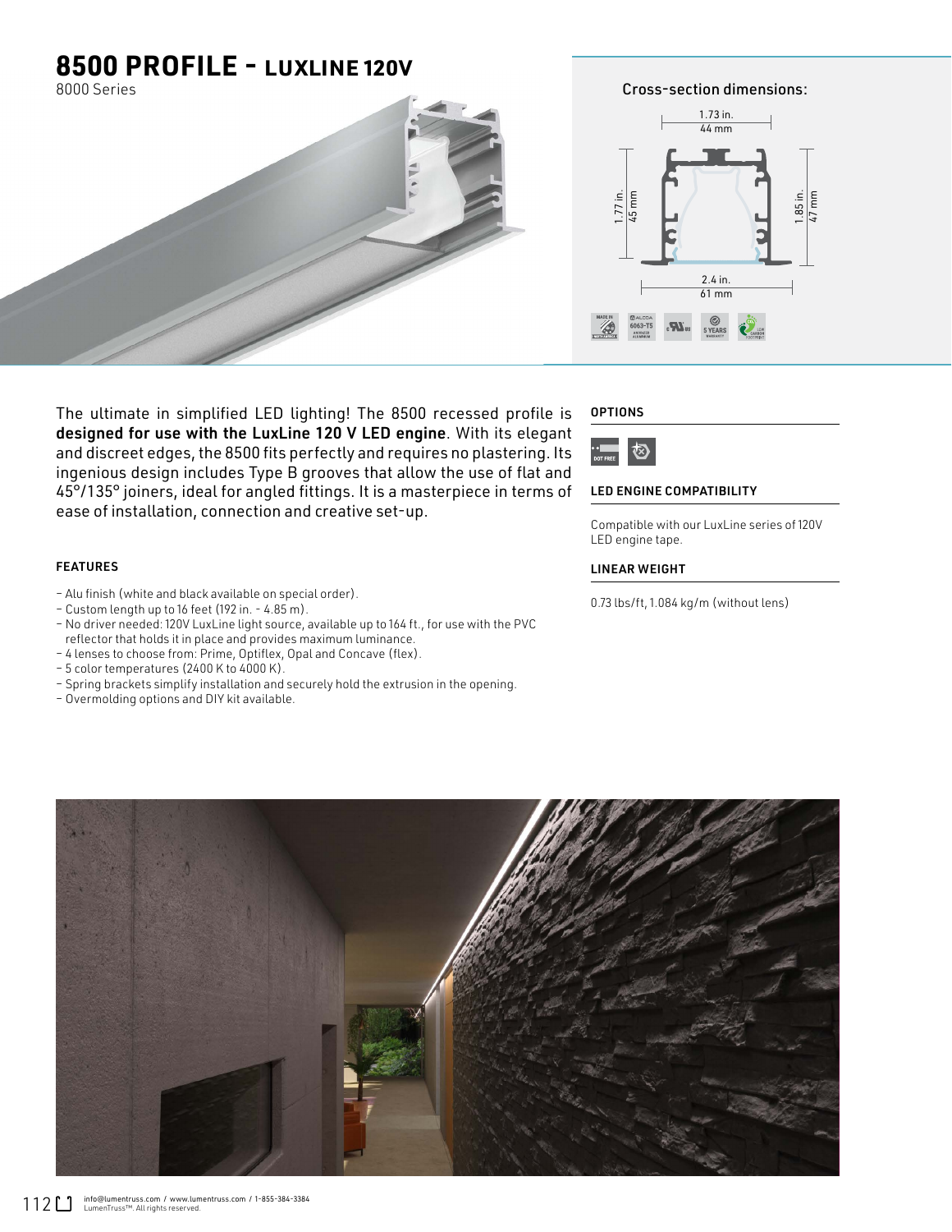# 8500 PROFILE - LUXLINE 120V

8000 Series

Cross-section dimensions:

1.73 in.
44 mm

1.77 in.
45 mm

1.85 in.
47 mm

2.4 in.
61 mm

The ultimate in simplified LED lighting! The 8500 recessed profile is **designed for use with the LuxLine 120 V LED engine**. With its elegant and discreet edges, the 8500 fits perfectly and requires no plastering. Its ingenious design includes Type B grooves that allow the use of flat and 45°/135° joiners, ideal for angled fittings. It is a masterpiece in terms of ease of installation, connection and creative set-up.

### FEATURES

- Alu finish (white and black available on special order).
- Custom length up to 16 feet (192 in. - 4.85 m).
- No driver needed: 120V LuxLine light source, available up to 164 ft., for use with the PVC reflector that holds it in place and provides maximum luminance.
- 4 lenses to choose from: Prime, Optiflex, Opal and Concave (flex).
- 5 color temperatures (2400 K to 4000 K).
- Spring brackets simplify installation and securely hold the extrusion in the opening.
- Overmolding options and DIY kit available.

### OPTIONS

DOT FREE

### LED ENGINE COMPATIBILITY

Compatible with our LuxLine series of 120V LED engine tape.

### LINEAR WEIGHT

0.73 lbs/ft, 1.084 kg/m (without lens)

info@lumentruss.com / www.lumentruss.com / 1-855-384-3384
LumenTruss™. All rights reserved.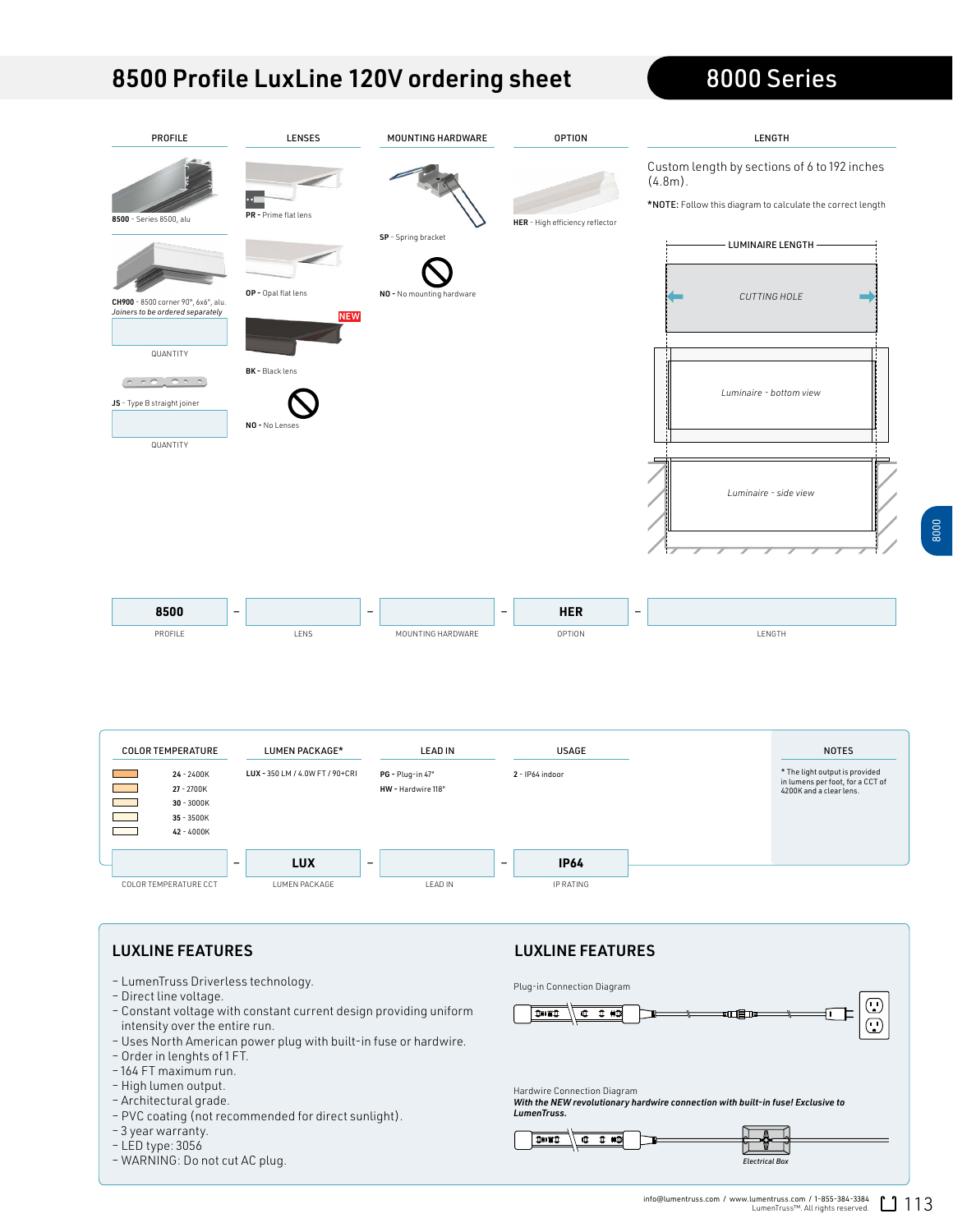# 8500 Profile LuxLine 120V ordering sheet

8000 Series

| PROFILE | LENSES | MOUNTING HARDWARE | OPTION | LENGTH |
|---|---|---|---|---|
| **8500** - Series 8500, alu | **PR** - Prime flat lens | **SP** - Spring bracket | **HER** - High efficiency reflector | Custom length by sections of 6 to 192 inches (4.8m). |
| **CH900** - 8500 corner 90°, 6x6", alu. *Joiners to be ordered separately* | **OP** - Opal flat lens | **NO** - No mounting hardware | | ***NOTE:** Follow this diagram to calculate the correct length |
| QUANTITY | NEW **BK** - Black lens | | | |
| **JS** - Type B straight joiner | **NO** - No Lenses | | | |
| QUANTITY | | | | |

LUMINAIRE LENGTH

CUTTING HOLE

Luminaire - bottom view

Luminaire - side view

| **8500** | – | | – | | – | **HER** | – | |
|---|---|---|---|---|---|---|---|---|
| PROFILE | | LENS | | MOUNTING HARDWARE | | OPTION | | LENGTH |

| COLOR TEMPERATURE | LUMEN PACKAGE* | LEAD IN | USAGE | NOTES |
|---|---|---|---|---|
| **24** - 2400K | **LUX** - 350 LM / 4.0W FT / 90+CRI | **PG** - Plug-in 47" | **2** - IP64 indoor | * The light output is provided in lumens per foot, for a CCT of 4200K and a clear lens. |
| **27** - 2700K | | **HW** - Hardwire 118" | | |
| **30** - 3000K | | | | |
| **35** - 3500K | | | | |
| **42** - 4000K | | | | |

| | – | **LUX** | – | | – | **IP64** |
|---|---|---|---|---|---|---|
| COLOR TEMPERATURE CCT | | LUMEN PACKAGE | | LEAD IN | | IP RATING |

## LUXLINE FEATURES

- LumenTruss Driverless technology.
- Direct line voltage.
- Constant voltage with constant current design providing uniform intensity over the entire run.
- Uses North American power plug with built-in fuse or hardwire.
- Order in lenghts of 1 FT.
- 164 FT maximum run.
- High lumen output.
- Architectural grade.
- PVC coating (not recommended for direct sunlight).
- 3 year warranty.
- LED type: 3056
- WARNING: Do not cut AC plug.

## LUXLINE FEATURES

Plug-in Connection Diagram

Hardwire Connection Diagram

***With the NEW revolutionary hardwire connection with built-in fuse! Exclusive to LumenTruss.***

Electrical Box

info@lumentruss.com / www.lumentruss.com / 1-855-384-3384
LumenTruss™. All rights reserved.